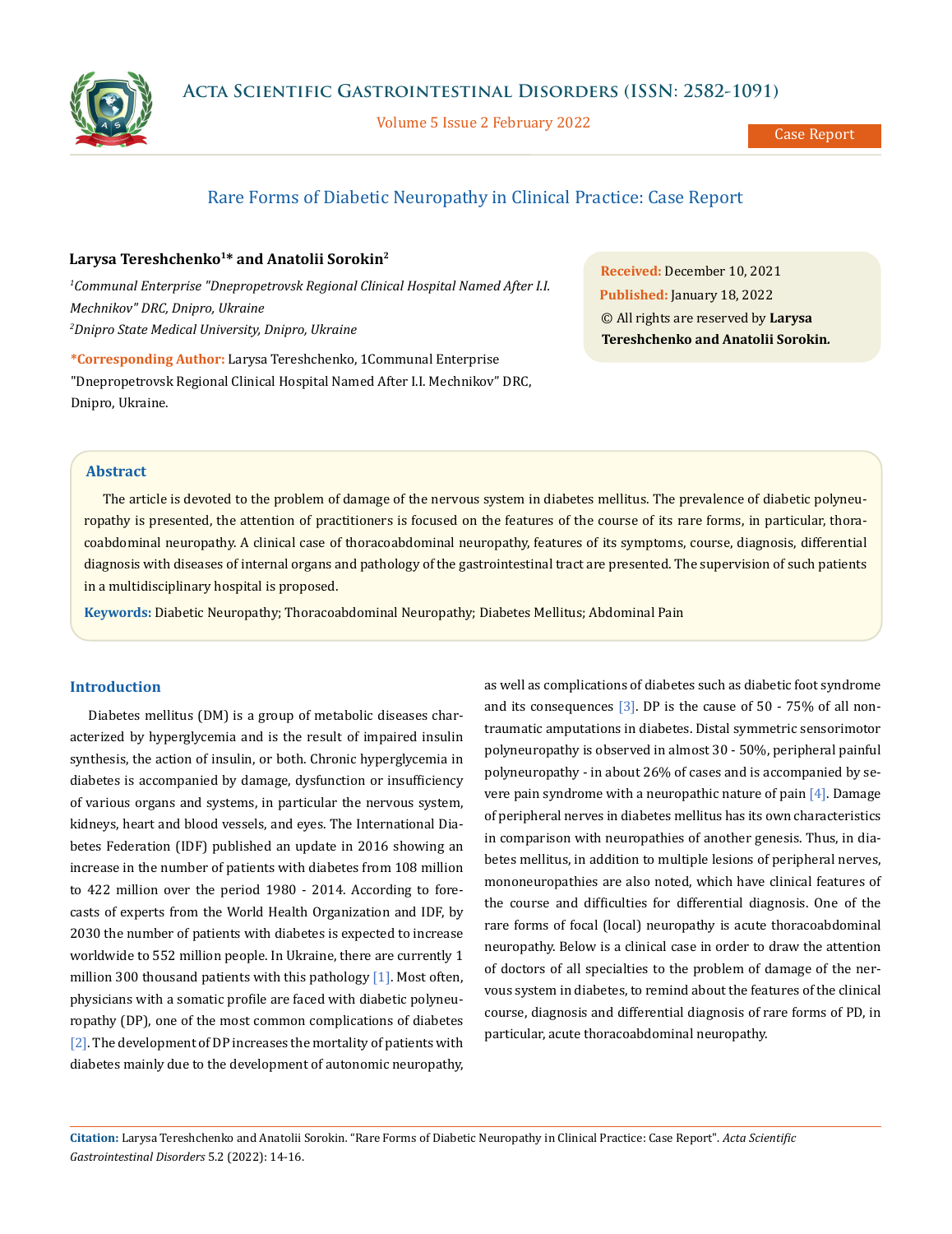# Rare Forms of Diabetic Neuropathy in Clinical Practice: Case Report

**Larysa Tereshchenko[1]* and Anatolii Sorokin[2]**

*[1]Communal Enterprise "Dnepropetrovsk Regional Clinical Hospital Named After I.I. Mechnikov" DRC, Dnipro, Ukraine*

*[2]Dnipro State Medical University, Dnipro, Ukraine*

**\*Corresponding Author:** Larysa Tereshchenko, 1Communal Enterprise "Dnepropetrovsk Regional Clinical Hospital Named After I.I. Mechnikov" DRC, Dnipro, Ukraine.

**Received:** December 10, 2021

**Published:** January 18, 2022

© All rights are reserved by **Larysa Tereshchenko and Anatolii Sorokin.**

## Abstract

The article is devoted to the problem of damage of the nervous system in diabetes mellitus. The prevalence of diabetic polyneuropathy is presented, the attention of practitioners is focused on the features of the course of its rare forms, in particular, thoracoabdominal neuropathy. A clinical case of thoracoabdominal neuropathy, features of its symptoms, course, diagnosis, differential diagnosis with diseases of internal organs and pathology of the gastrointestinal tract are presented. The supervision of such patients in a multidisciplinary hospital is proposed.

**Keywords:** Diabetic Neuropathy; Thoracoabdominal Neuropathy; Diabetes Mellitus; Abdominal Pain

## Introduction

Diabetes mellitus (DM) is a group of metabolic diseases characterized by hyperglycemia and is the result of impaired insulin synthesis, the action of insulin, or both. Chronic hyperglycemia in diabetes is accompanied by damage, dysfunction or insufficiency of various organs and systems, in particular the nervous system, kidneys, heart and blood vessels, and eyes. The International Diabetes Federation (IDF) published an update in 2016 showing an increase in the number of patients with diabetes from 108 million to 422 million over the period 1980 - 2014. According to forecasts of experts from the World Health Organization and IDF, by 2030 the number of patients with diabetes is expected to increase worldwide to 552 million people. In Ukraine, there are currently 1 million 300 thousand patients with this pathology [1]. Most often, physicians with a somatic profile are faced with diabetic polyneuropathy (DP), one of the most common complications of diabetes [2]. The development of DP increases the mortality of patients with diabetes mainly due to the development of autonomic neuropathy, as well as complications of diabetes such as diabetic foot syndrome and its consequences [3]. DP is the cause of 50 - 75% of all non-traumatic amputations in diabetes. Distal symmetric sensorimotor polyneuropathy is observed in almost 30 - 50%, peripheral painful polyneuropathy - in about 26% of cases and is accompanied by severe pain syndrome with a neuropathic nature of pain [4]. Damage of peripheral nerves in diabetes mellitus has its own characteristics in comparison with neuropathies of another genesis. Thus, in diabetes mellitus, in addition to multiple lesions of peripheral nerves, mononeuropathies are also noted, which have clinical features of the course and difficulties for differential diagnosis. One of the rare forms of focal (local) neuropathy is acute thoracoabdominal neuropathy. Below is a clinical case in order to draw the attention of doctors of all specialties to the problem of damage of the nervous system in diabetes, to remind about the features of the clinical course, diagnosis and differential diagnosis of rare forms of PD, in particular, acute thoracoabdominal neuropathy.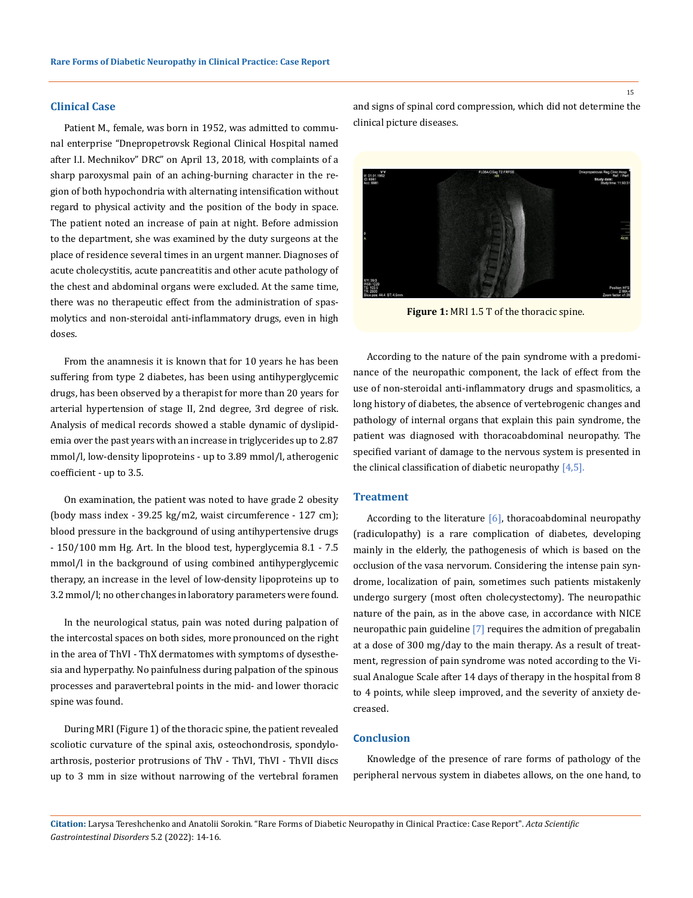## Clinical Case

Patient M., female, was born in 1952, was admitted to communal enterprise "Dnepropetrovsk Regional Clinical Hospital named after I.I. Mechnikov" DRC" on April 13, 2018, with complaints of a sharp paroxysmal pain of an aching-burning character in the region of both hypochondria with alternating intensification without regard to physical activity and the position of the body in space. The patient noted an increase of pain at night. Before admission to the department, she was examined by the duty surgeons at the place of residence several times in an urgent manner. Diagnoses of acute cholecystitis, acute pancreatitis and other acute pathology of the chest and abdominal organs were excluded. At the same time, there was no therapeutic effect from the administration of spasmolytics and non-steroidal anti-inflammatory drugs, even in high doses.

From the anamnesis it is known that for 10 years he has been suffering from type 2 diabetes, has been using antihyperglycemic drugs, has been observed by a therapist for more than 20 years for arterial hypertension of stage II, 2nd degree, 3rd degree of risk. Analysis of medical records showed a stable dynamic of dyslipidemia over the past years with an increase in triglycerides up to 2.87 mmol/l, low-density lipoproteins - up to 3.89 mmol/l, atherogenic coefficient - up to 3.5.

On examination, the patient was noted to have grade 2 obesity (body mass index - 39.25 kg/m2, waist circumference - 127 cm); blood pressure in the background of using antihypertensive drugs - 150/100 mm Hg. Art. In the blood test, hyperglycemia 8.1 - 7.5 mmol/l in the background of using combined antihyperglycemic therapy, an increase in the level of low-density lipoproteins up to 3.2 mmol/l; no other changes in laboratory parameters were found.

In the neurological status, pain was noted during palpation of the intercostal spaces on both sides, more pronounced on the right in the area of ThVI - ThX dermatomes with symptoms of dysesthesia and hyperpathy. No painfulness during palpation of the spinous processes and paravertebral points in the mid- and lower thoracic spine was found.

During MRI (Figure 1) of the thoracic spine, the patient revealed scoliotic curvature of the spinal axis, osteochondrosis, spondyloarthrosis, posterior protrusions of ThV - ThVI, ThVI - ThVII discs up to 3 mm in size without narrowing of the vertebral foramen and signs of spinal cord compression, which did not determine the clinical picture diseases.

**Figure 1:** MRI 1.5 T of the thoracic spine.

According to the nature of the pain syndrome with a predominance of the neuropathic component, the lack of effect from the use of non-steroidal anti-inflammatory drugs and spasmolitics, a long history of diabetes, the absence of vertebrogenic changes and pathology of internal organs that explain this pain syndrome, the patient was diagnosed with thoracoabdominal neuropathy. The specified variant of damage to the nervous system is presented in the clinical classification of diabetic neuropathy [4,5].

## Treatment

According to the literature [6], thoracoabdominal neuropathy (radiculopathy) is a rare complication of diabetes, developing mainly in the elderly, the pathogenesis of which is based on the occlusion of the vasa nervorum. Considering the intense pain syndrome, localization of pain, sometimes such patients mistakenly undergo surgery (most often cholecystectomy). The neuropathic nature of the pain, as in the above case, in accordance with NICE neuropathic pain guideline [7] requires the admition of pregabalin at a dose of 300 mg/day to the main therapy. As a result of treatment, regression of pain syndrome was noted according to the Visual Analogue Scale after 14 days of therapy in the hospital from 8 to 4 points, while sleep improved, and the severity of anxiety decreased.

## Conclusion

Knowledge of the presence of rare forms of pathology of the peripheral nervous system in diabetes allows, on the one hand, to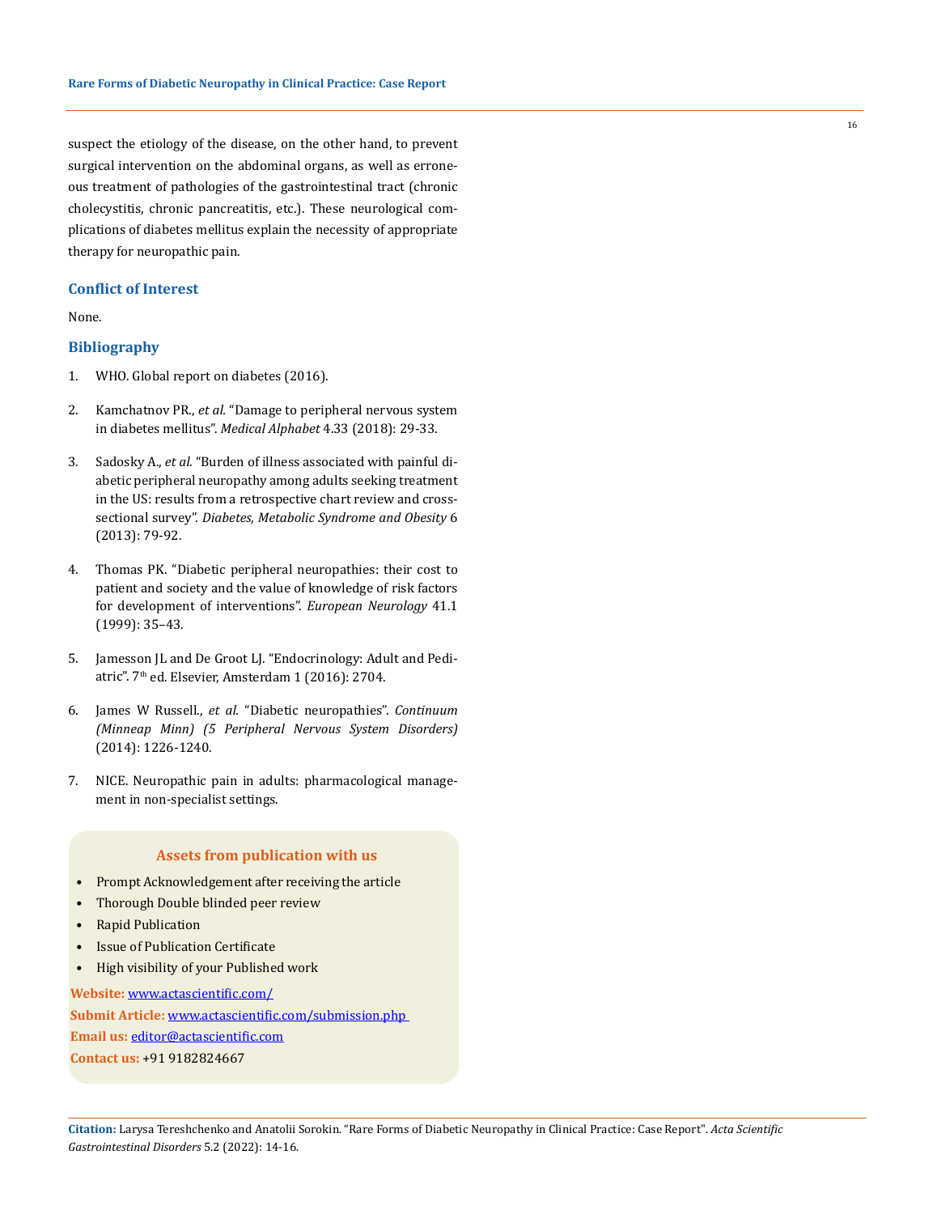suspect the etiology of the disease, on the other hand, to prevent surgical intervention on the abdominal organs, as well as erroneous treatment of pathologies of the gastrointestinal tract (chronic cholecystitis, chronic pancreatitis, etc.). These neurological complications of diabetes mellitus explain the necessity of appropriate therapy for neuropathic pain.

## Conflict of Interest

None.

## Bibliography

1. WHO. Global report on diabetes (2016).

2. Kamchatnov PR., *et al.* "Damage to peripheral nervous system in diabetes mellitus". *Medical Alphabet* 4.33 (2018): 29-33.

3. Sadosky A., *et al.* "Burden of illness associated with painful diabetic peripheral neuropathy among adults seeking treatment in the US: results from a retrospective chart review and cross-sectional survey". *Diabetes, Metabolic Syndrome and Obesity* 6 (2013): 79-92.

4. Thomas PK. "Diabetic peripheral neuropathies: their cost to patient and society and the value of knowledge of risk factors for development of interventions". *European Neurology* 41.1 (1999): 35–43.

5. Jamesson JL and De Groot LJ. "Endocrinology: Adult and Pediatric". 7th ed. Elsevier, Amsterdam 1 (2016): 2704.

6. James W Russell., *et al.* "Diabetic neuropathies". *Continuum (Minneap Minn) (5 Peripheral Nervous System Disorders)* (2014): 1226-1240.

7. NICE. Neuropathic pain in adults: pharmacological management in non-specialist settings.

**Assets from publication with us**

- Prompt Acknowledgement after receiving the article
- Thorough Double blinded peer review
- Rapid Publication
- Issue of Publication Certificate
- High visibility of your Published work

**Website:** www.actascientific.com/
**Submit Article:** www.actascientific.com/submission.php
**Email us:** editor@actascientific.com
**Contact us:** +91 9182824667